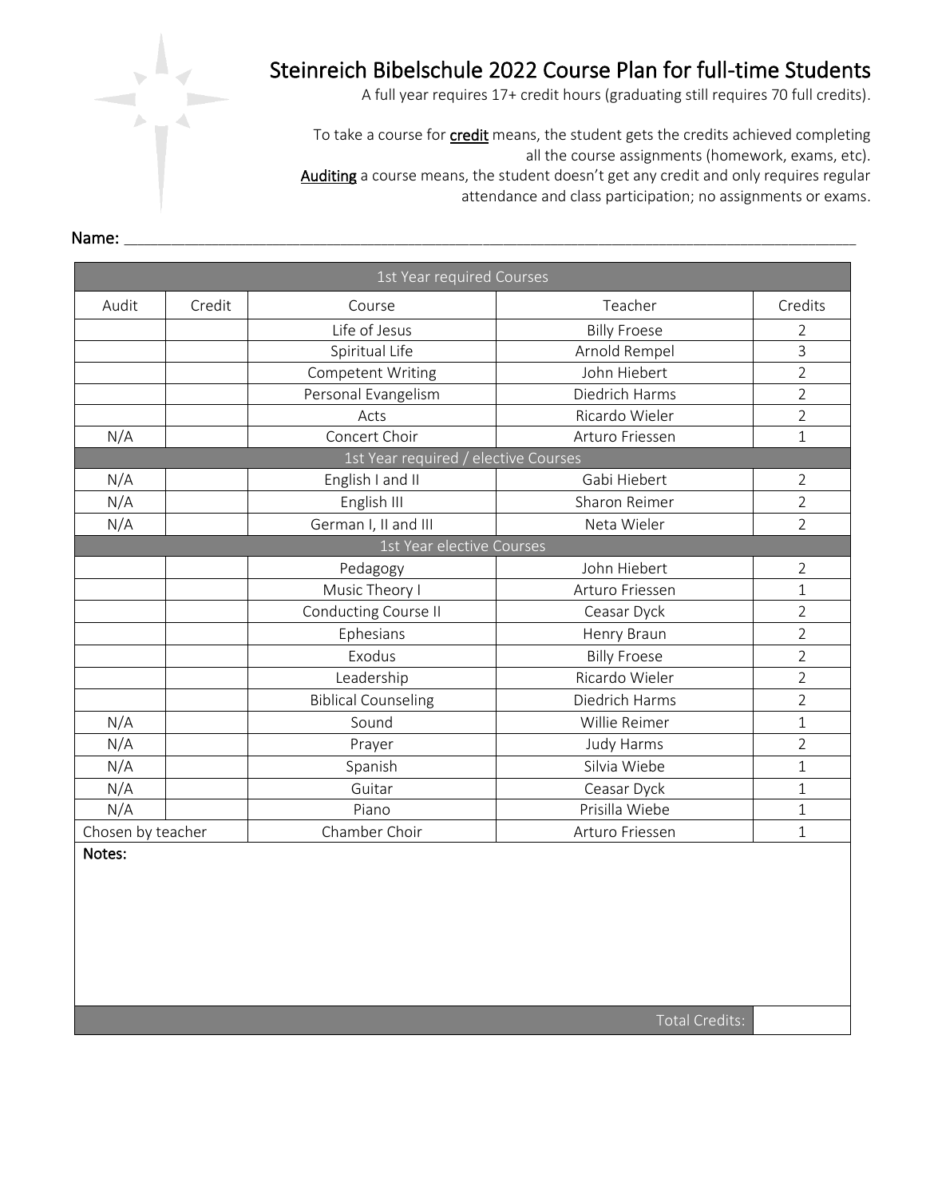# Steinreich Bibelschule 2022 Course Plan for full-time Students

A full year requires 17+ credit hours (graduating still requires 70 full credits).

To take a course for **credit** means, the student gets the credits achieved completing all the course assignments (homework, exams, etc).
**Auditing** a course means, the student doesn't get any credit and only requires regular attendance and class participation; no assignments or exams.

**Name:** ______________________________________________

| 1st Year required Courses | | | | |
|---|---|---|---|---|
| Audit | Credit | Course | Teacher | Credits |
| | | Life of Jesus | Billy Froese | 2 |
| | | Spiritual Life | Arnold Rempel | 3 |
| | | Competent Writing | John Hiebert | 2 |
| | | Personal Evangelism | Diedrich Harms | 2 |
| | | Acts | Ricardo Wieler | 2 |
| N/A | | Concert Choir | Arturo Friessen | 1 |
| 1st Year required / elective Courses | | | | |
| N/A | | English I and II | Gabi Hiebert | 2 |
| N/A | | English III | Sharon Reimer | 2 |
| N/A | | German I, II and III | Neta Wieler | 2 |
| 1st Year elective Courses | | | | |
| | | Pedagogy | John Hiebert | 2 |
| | | Music Theory I | Arturo Friessen | 1 |
| | | Conducting Course II | Ceasar Dyck | 2 |
| | | Ephesians | Henry Braun | 2 |
| | | Exodus | Billy Froese | 2 |
| | | Leadership | Ricardo Wieler | 2 |
| | | Biblical Counseling | Diedrich Harms | 2 |
| N/A | | Sound | Willie Reimer | 1 |
| N/A | | Prayer | Judy Harms | 2 |
| N/A | | Spanish | Silvia Wiebe | 1 |
| N/A | | Guitar | Ceasar Dyck | 1 |
| N/A | | Piano | Prisilla Wiebe | 1 |
| Chosen by teacher | | Chamber Choir | Arturo Friessen | 1 |
| **Notes:** | | | | |
| | | | Total Credits: | |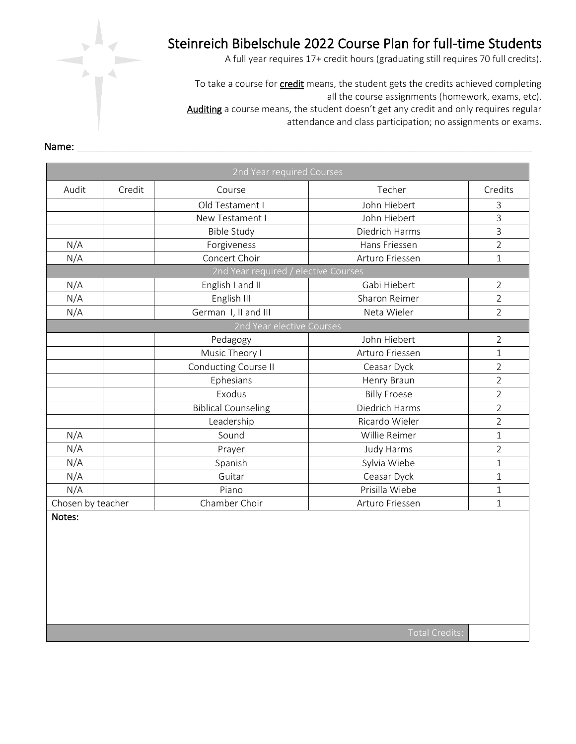# Steinreich Bibelschule 2022 Course Plan for full-time Students

A full year requires 17+ credit hours (graduating still requires 70 full credits).

To take a course for **credit** means, the student gets the credits achieved completing all the course assignments (homework, exams, etc).
**Auditing** a course means, the student doesn't get any credit and only requires regular attendance and class participation; no assignments or exams.

**Name:** ______________________________________________________________

| 2nd Year required Courses | | | | |
|---|---|---|---|---|
| Audit | Credit | Course | Techer | Credits |
| | | Old Testament I | John Hiebert | 3 |
| | | New Testament I | John Hiebert | 3 |
| | | Bible Study | Diedrich Harms | 3 |
| N/A | | Forgiveness | Hans Friessen | 2 |
| N/A | | Concert Choir | Arturo Friessen | 1 |
| 2nd Year required / elective Courses | | | | |
| N/A | | English I and II | Gabi Hiebert | 2 |
| N/A | | English III | Sharon Reimer | 2 |
| N/A | | German I, II and III | Neta Wieler | 2 |
| 2nd Year elective Courses | | | | |
| | | Pedagogy | John Hiebert | 2 |
| | | Music Theory I | Arturo Friessen | 1 |
| | | Conducting Course II | Ceasar Dyck | 2 |
| | | Ephesians | Henry Braun | 2 |
| | | Exodus | Billy Froese | 2 |
| | | Biblical Counseling | Diedrich Harms | 2 |
| | | Leadership | Ricardo Wieler | 2 |
| N/A | | Sound | Willie Reimer | 1 |
| N/A | | Prayer | Judy Harms | 2 |
| N/A | | Spanish | Sylvia Wiebe | 1 |
| N/A | | Guitar | Ceasar Dyck | 1 |
| N/A | | Piano | Prisilla Wiebe | 1 |
| Chosen by teacher | | Chamber Choir | Arturo Friessen | 1 |

**Notes:**

Total Credits: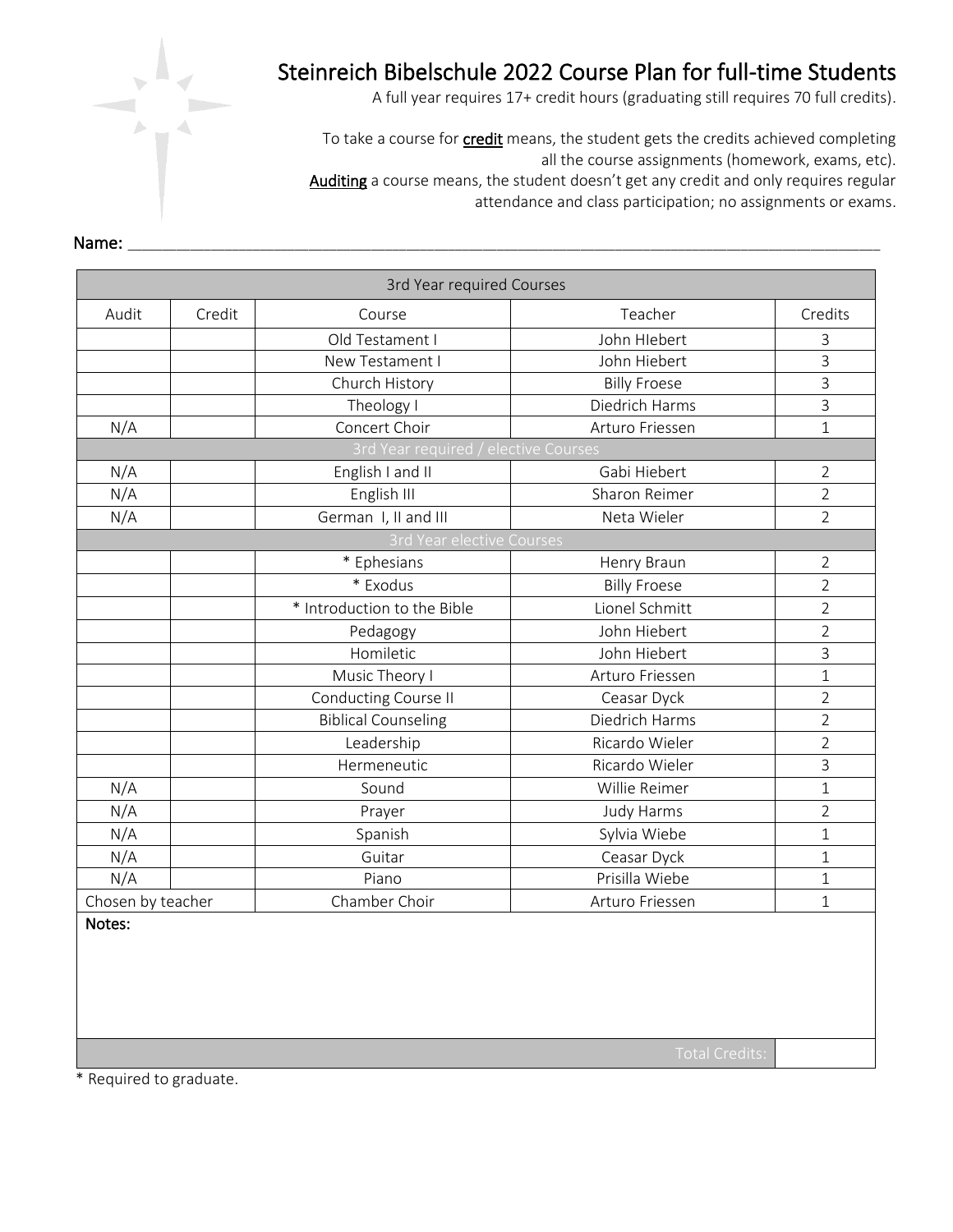# Steinreich Bibelschule 2022 Course Plan for full-time Students

A full year requires 17+ credit hours (graduating still requires 70 full credits).

To take a course for **credit** means, the student gets the credits achieved completing all the course assignments (homework, exams, etc).
**Auditing** a course means, the student doesn't get any credit and only requires regular attendance and class participation; no assignments or exams.

**Name:** ______________________________________________________________________________

| 3rd Year required Courses | | | | |
|---|---|---|---|---|
| Audit | Credit | Course | Teacher | Credits |
| | | Old Testament I | John HIebert | 3 |
| | | New Testament I | John Hiebert | 3 |
| | | Church History | Billy Froese | 3 |
| | | Theology I | Diedrich Harms | 3 |
| N/A | | Concert Choir | Arturo Friessen | 1 |
| 3rd Year required / elective Courses | | | | |
| N/A | | English I and II | Gabi Hiebert | 2 |
| N/A | | English III | Sharon Reimer | 2 |
| N/A | | German I, II and III | Neta Wieler | 2 |
| 3rd Year elective Courses | | | | |
| | | * Ephesians | Henry Braun | 2 |
| | | * Exodus | Billy Froese | 2 |
| | | * Introduction to the Bible | Lionel Schmitt | 2 |
| | | Pedagogy | John Hiebert | 2 |
| | | Homiletic | John Hiebert | 3 |
| | | Music Theory I | Arturo Friessen | 1 |
| | | Conducting Course II | Ceasar Dyck | 2 |
| | | Biblical Counseling | Diedrich Harms | 2 |
| | | Leadership | Ricardo Wieler | 2 |
| | | Hermeneutic | Ricardo Wieler | 3 |
| N/A | | Sound | Willie Reimer | 1 |
| N/A | | Prayer | Judy Harms | 2 |
| N/A | | Spanish | Sylvia Wiebe | 1 |
| N/A | | Guitar | Ceasar Dyck | 1 |
| N/A | | Piano | Prisilla Wiebe | 1 |
| Chosen by teacher | | Chamber Choir | Arturo Friessen | 1 |
| **Notes:** | | | | |
| | | | Total Credits: | |

* Required to graduate.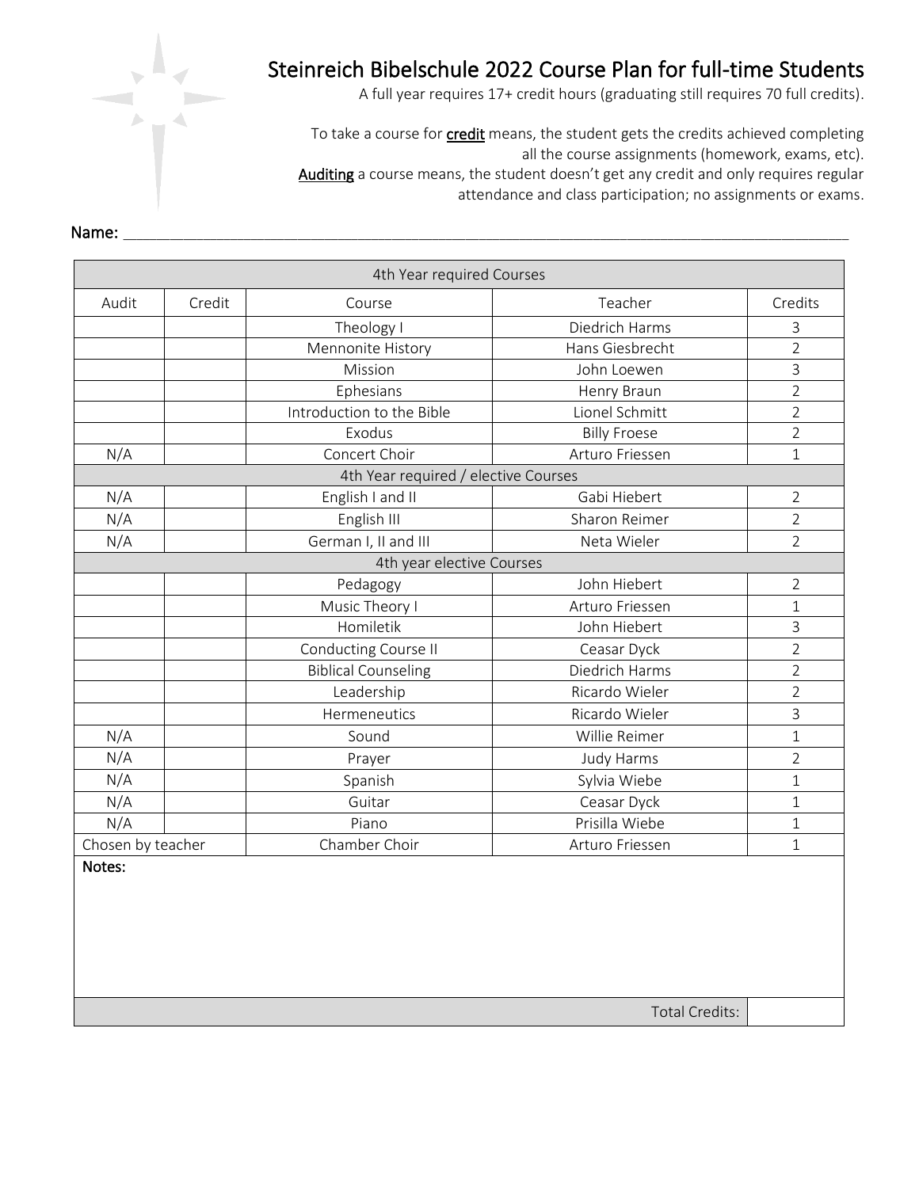# Steinreich Bibelschule 2022 Course Plan for full-time Students

A full year requires 17+ credit hours (graduating still requires 70 full credits).

To take a course for **credit** means, the student gets the credits achieved completing all the course assignments (homework, exams, etc).
**Auditing** a course means, the student doesn't get any credit and only requires regular attendance and class participation; no assignments or exams.

**Name:** ___________________________________________________________________________

| 4th Year required Courses | | | | |
|---|---|---|---|---|
| Audit | Credit | Course | Teacher | Credits |
| | | Theology I | Diedrich Harms | 3 |
| | | Mennonite History | Hans Giesbrecht | 2 |
| | | Mission | John Loewen | 3 |
| | | Ephesians | Henry Braun | 2 |
| | | Introduction to the Bible | Lionel Schmitt | 2 |
| | | Exodus | Billy Froese | 2 |
| N/A | | Concert Choir | Arturo Friessen | 1 |
| 4th Year required / elective Courses | | | | |
| N/A | | English I and II | Gabi Hiebert | 2 |
| N/A | | English III | Sharon Reimer | 2 |
| N/A | | German I, II and III | Neta Wieler | 2 |
| 4th year elective Courses | | | | |
| | | Pedagogy | John Hiebert | 2 |
| | | Music Theory I | Arturo Friessen | 1 |
| | | Homiletik | John Hiebert | 3 |
| | | Conducting Course II | Ceasar Dyck | 2 |
| | | Biblical Counseling | Diedrich Harms | 2 |
| | | Leadership | Ricardo Wieler | 2 |
| | | Hermeneutics | Ricardo Wieler | 3 |
| N/A | | Sound | Willie Reimer | 1 |
| N/A | | Prayer | Judy Harms | 2 |
| N/A | | Spanish | Sylvia Wiebe | 1 |
| N/A | | Guitar | Ceasar Dyck | 1 |
| N/A | | Piano | Prisilla Wiebe | 1 |
| Chosen by teacher | | Chamber Choir | Arturo Friessen | 1 |
| **Notes:** | | | | |
| | | | Total Credits: | |